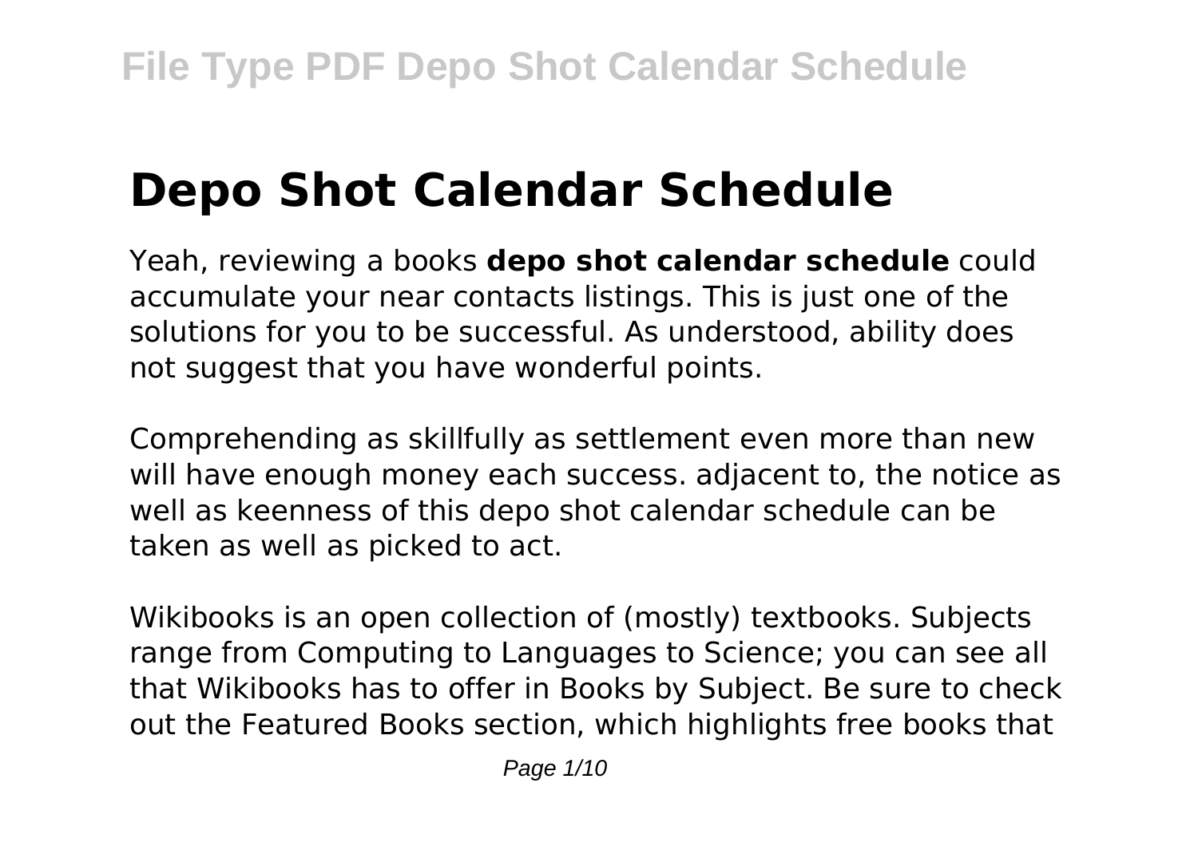# Depo Shot Calendar Schedule

Yeah, reviewing a books **depo shot calendar schedule** could accumulate your near contacts listings. This is just one of the solutions for you to be successful. As understood, ability does not suggest that you have wonderful points.

Comprehending as skillfully as settlement even more than new will have enough money each success. adjacent to, the notice as well as keenness of this depo shot calendar schedule can be taken as well as picked to act.

Wikibooks is an open collection of (mostly) textbooks. Subjects range from Computing to Languages to Science; you can see all that Wikibooks has to offer in Books by Subject. Be sure to check out the Featured Books section, which highlights free books that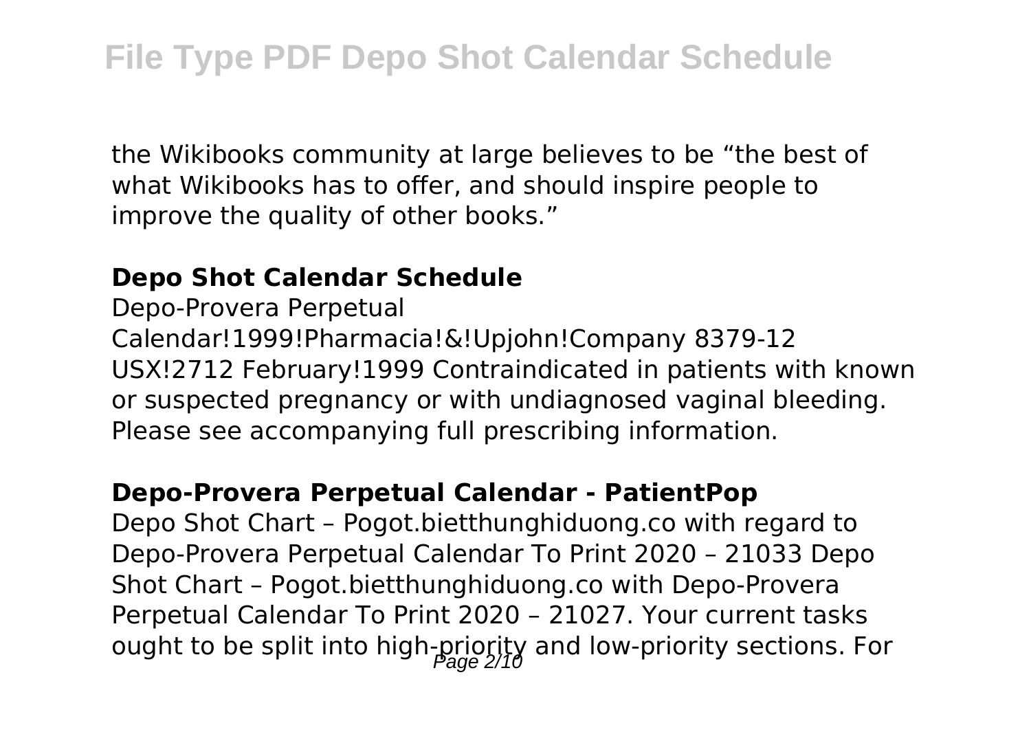the Wikibooks community at large believes to be “the best of what Wikibooks has to offer, and should inspire people to improve the quality of other books.”

### Depo Shot Calendar Schedule

Depo-Provera Perpetual Calendar!1999!Pharmacia!&!Upjohn!Company 8379-12 USX!2712 February!1999 Contraindicated in patients with known or suspected pregnancy or with undiagnosed vaginal bleeding. Please see accompanying full prescribing information.

### Depo-Provera Perpetual Calendar - PatientPop

Depo Shot Chart – Pogot.bietthunghiduong.co with regard to Depo-Provera Perpetual Calendar To Print 2020 – 21033 Depo Shot Chart – Pogot.bietthunghiduong.co with Depo-Provera Perpetual Calendar To Print 2020 – 21027. Your current tasks ought to be split into high-priority and low-priority sections. For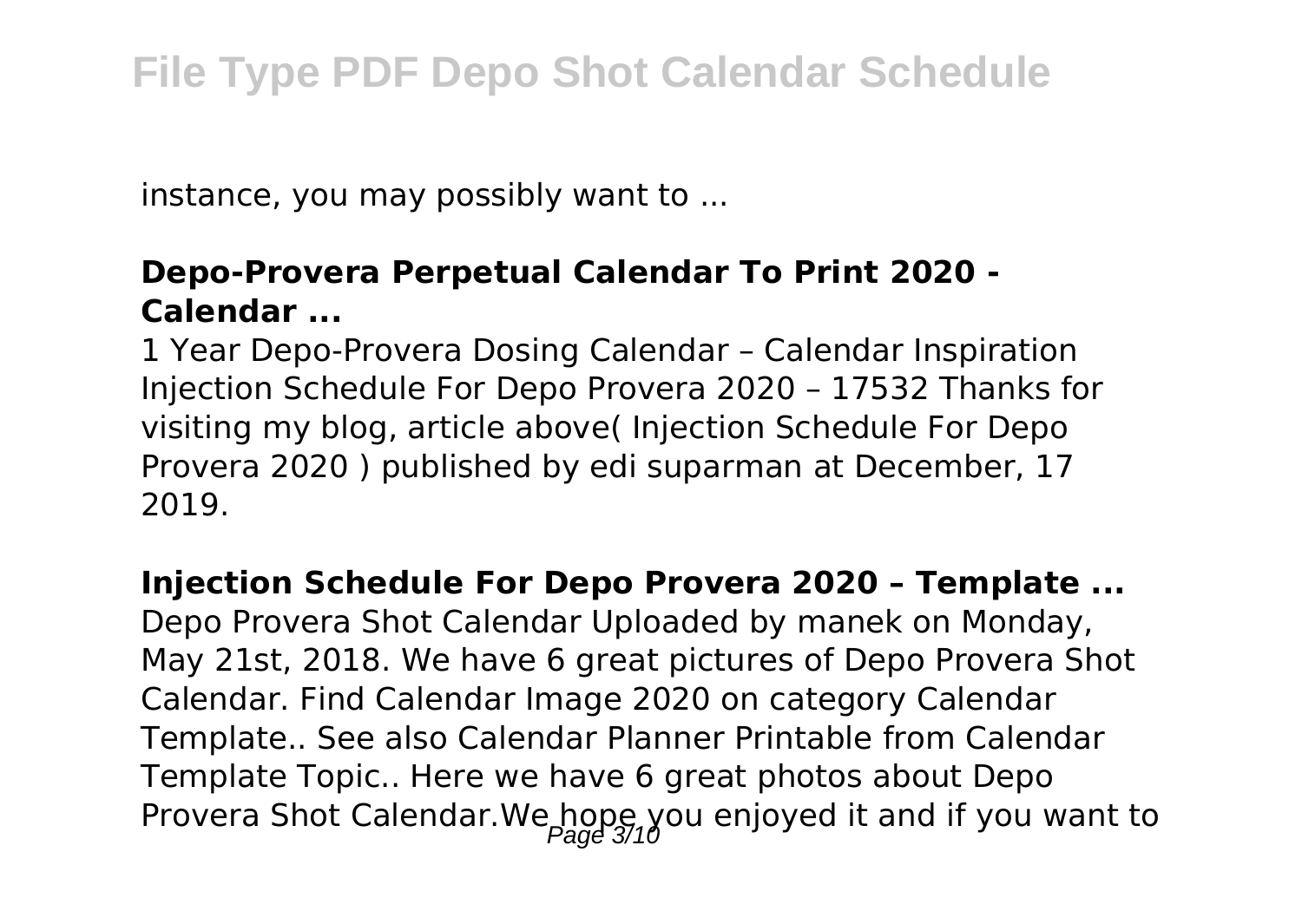instance, you may possibly want to ...

### Depo-Provera Perpetual Calendar To Print 2020 - Calendar ...

1 Year Depo-Provera Dosing Calendar – Calendar Inspiration Injection Schedule For Depo Provera 2020 – 17532 Thanks for visiting my blog, article above( Injection Schedule For Depo Provera 2020 ) published by edi suparman at December, 17 2019.

### Injection Schedule For Depo Provera 2020 – Template ...

Depo Provera Shot Calendar Uploaded by manek on Monday, May 21st, 2018. We have 6 great pictures of Depo Provera Shot Calendar. Find Calendar Image 2020 on category Calendar Template.. See also Calendar Planner Printable from Calendar Template Topic.. Here we have 6 great photos about Depo Provera Shot Calendar.We hope you enjoyed it and if you want to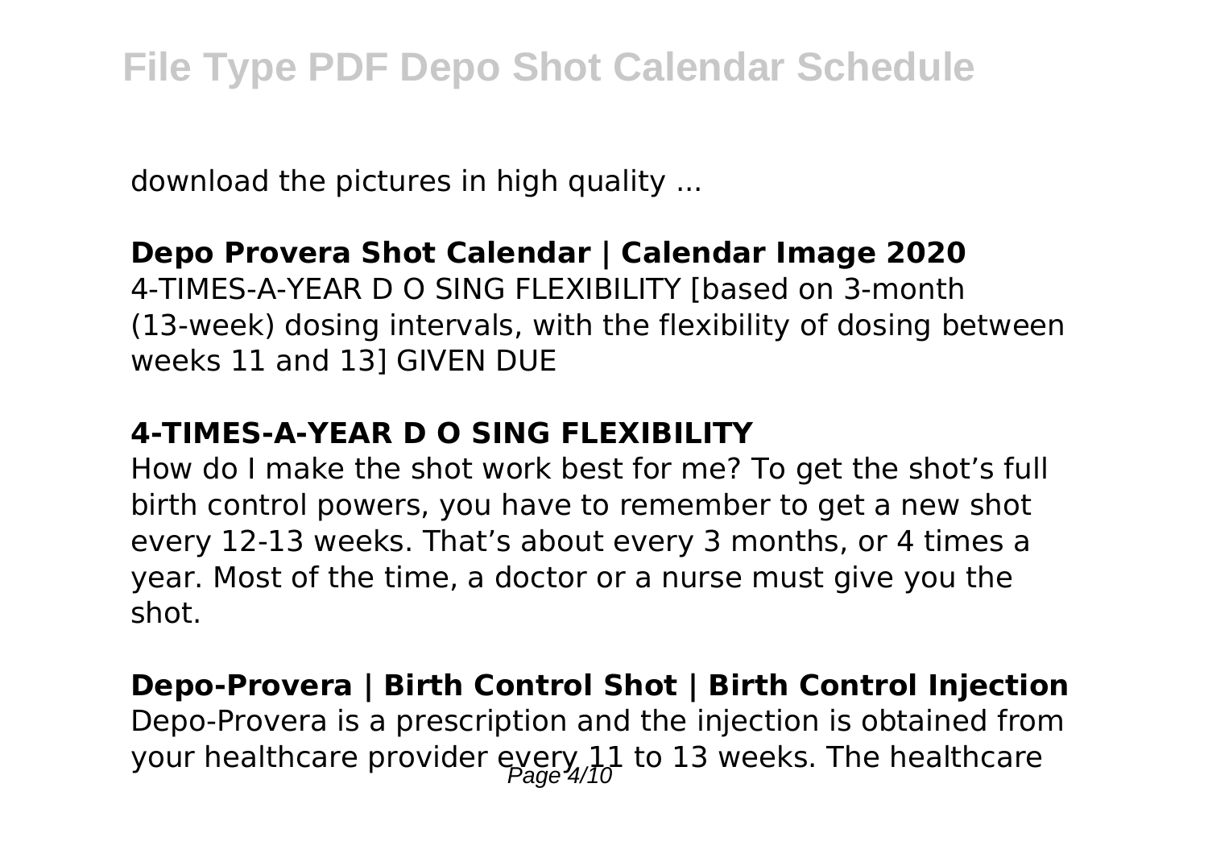download the pictures in high quality ...

**Depo Provera Shot Calendar | Calendar Image 2020**

4-TIMES-A-YEAR D O SING FLEXIBILITY [based on 3-month (13-week) dosing intervals, with the flexibility of dosing between weeks 11 and 13] GIVEN DUE

**4-TIMES-A-YEAR D O SING FLEXIBILITY**

How do I make the shot work best for me? To get the shot's full birth control powers, you have to remember to get a new shot every 12-13 weeks. That's about every 3 months, or 4 times a year. Most of the time, a doctor or a nurse must give you the shot.

**Depo-Provera | Birth Control Shot | Birth Control Injection**

Depo-Provera is a prescription and the injection is obtained from your healthcare provider every 11 to 13 weeks. The healthcare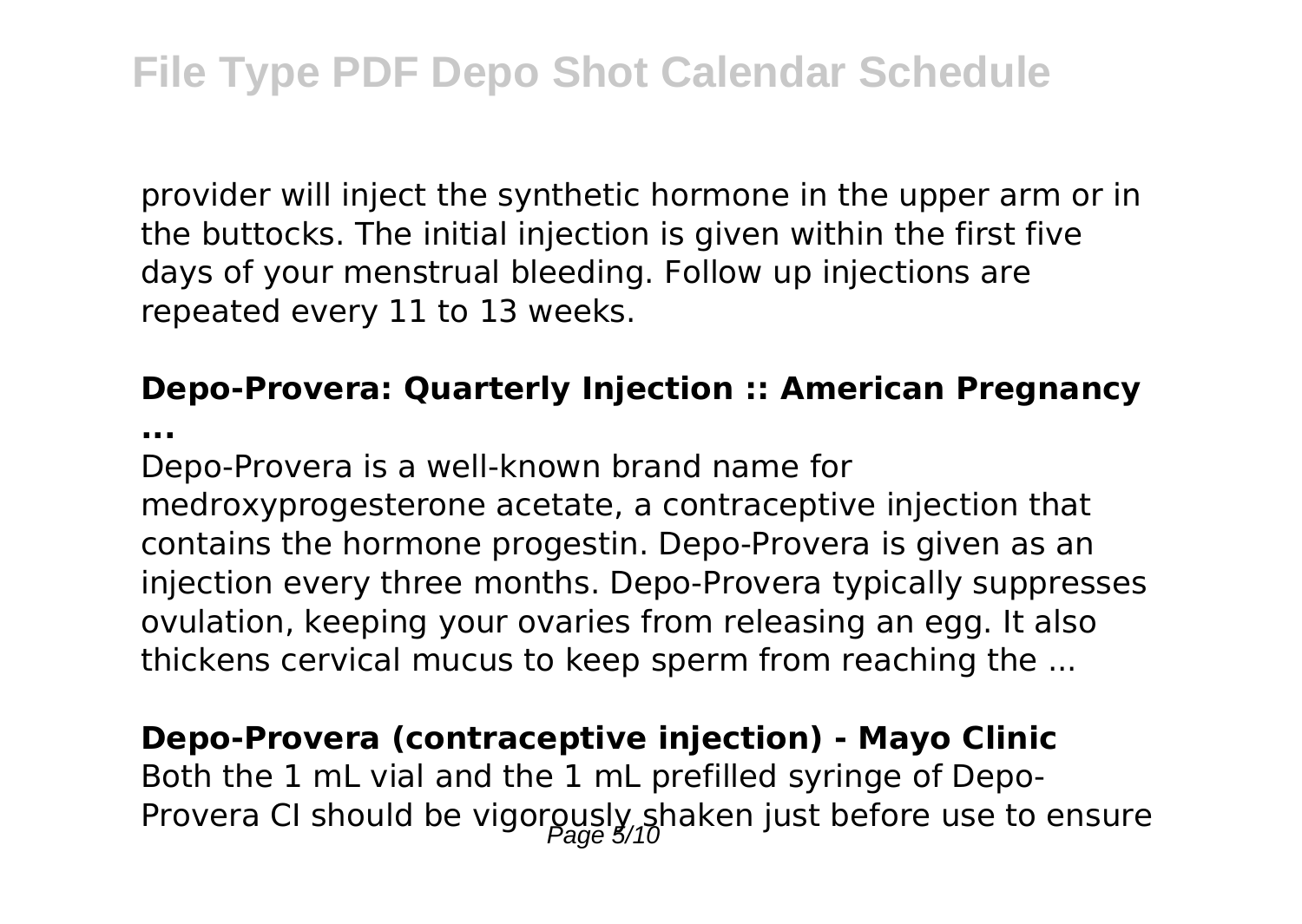provider will inject the synthetic hormone in the upper arm or in the buttocks. The initial injection is given within the first five days of your menstrual bleeding. Follow up injections are repeated every 11 to 13 weeks.

**Depo-Provera: Quarterly Injection :: American Pregnancy ...**

Depo-Provera is a well-known brand name for medroxyprogesterone acetate, a contraceptive injection that contains the hormone progestin. Depo-Provera is given as an injection every three months. Depo-Provera typically suppresses ovulation, keeping your ovaries from releasing an egg. It also thickens cervical mucus to keep sperm from reaching the ...

**Depo-Provera (contraceptive injection) - Mayo Clinic**

Both the 1 mL vial and the 1 mL prefilled syringe of Depo-Provera CI should be vigorously shaken just before use to ensure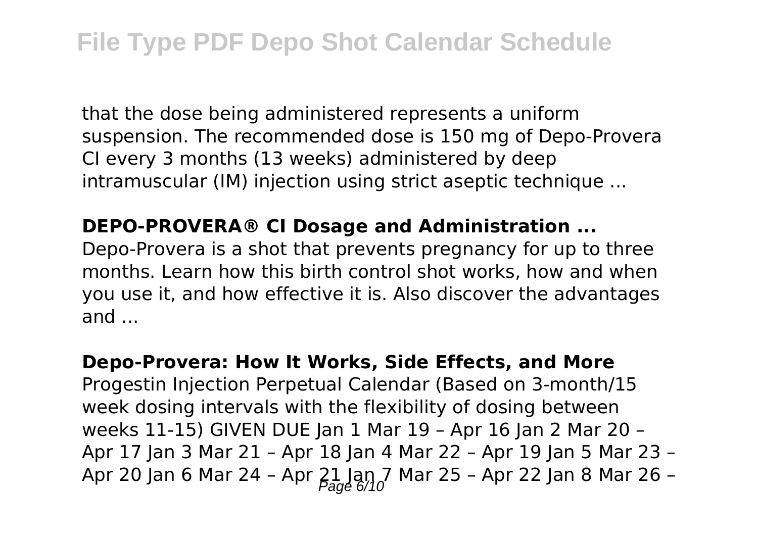that the dose being administered represents a uniform suspension. The recommended dose is 150 mg of Depo-Provera CI every 3 months (13 weeks) administered by deep intramuscular (IM) injection using strict aseptic technique ...

**DEPO-PROVERA® CI Dosage and Administration ...**

Depo-Provera is a shot that prevents pregnancy for up to three months. Learn how this birth control shot works, how and when you use it, and how effective it is. Also discover the advantages and ...

**Depo-Provera: How It Works, Side Effects, and More**

Progestin Injection Perpetual Calendar (Based on 3-month/15 week dosing intervals with the flexibility of dosing between weeks 11-15) GIVEN DUE Jan 1 Mar 19 – Apr 16 Jan 2 Mar 20 – Apr 17 Jan 3 Mar 21 – Apr 18 Jan 4 Mar 22 – Apr 19 Jan 5 Mar 23 – Apr 20 Jan 6 Mar 24 – Apr 21 Jan 7 Mar 25 – Apr 22 Jan 8 Mar 26 –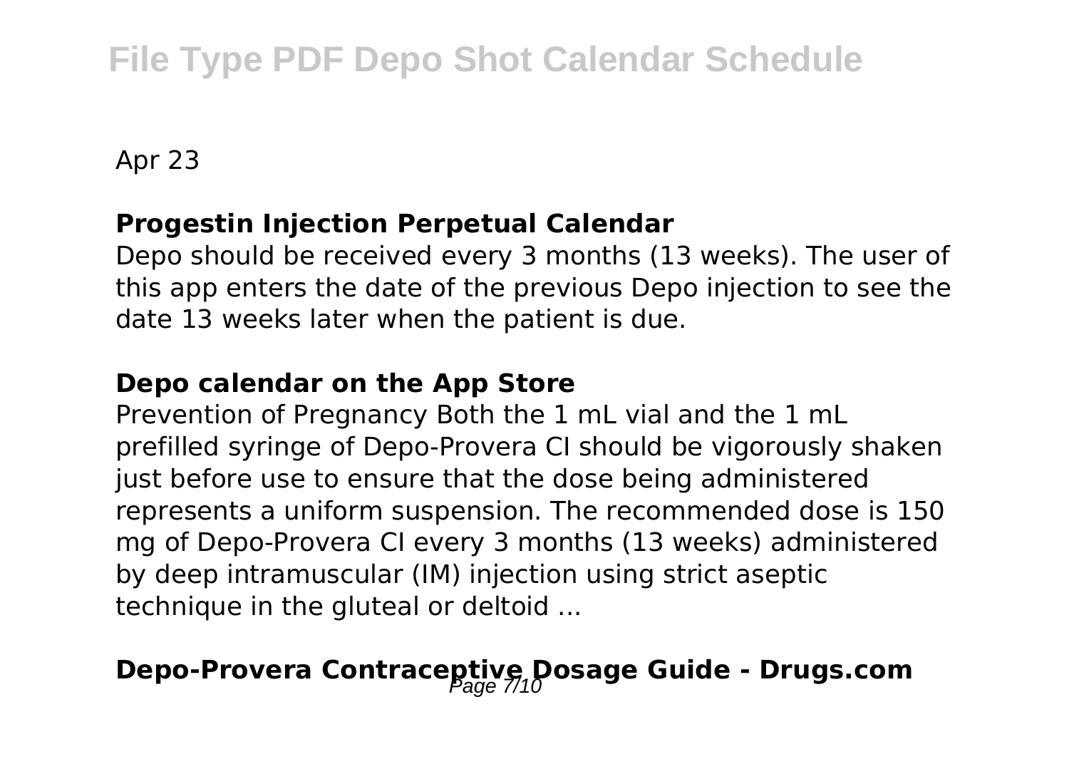Apr 23

**Progestin Injection Perpetual Calendar**

Depo should be received every 3 months (13 weeks). The user of this app enters the date of the previous Depo injection to see the date 13 weeks later when the patient is due.

**Depo calendar on the App Store**

Prevention of Pregnancy Both the 1 mL vial and the 1 mL prefilled syringe of Depo-Provera CI should be vigorously shaken just before use to ensure that the dose being administered represents a uniform suspension. The recommended dose is 150 mg of Depo-Provera CI every 3 months (13 weeks) administered by deep intramuscular (IM) injection using strict aseptic technique in the gluteal or deltoid ...

## Depo-Provera Contraceptive Dosage Guide - Drugs.com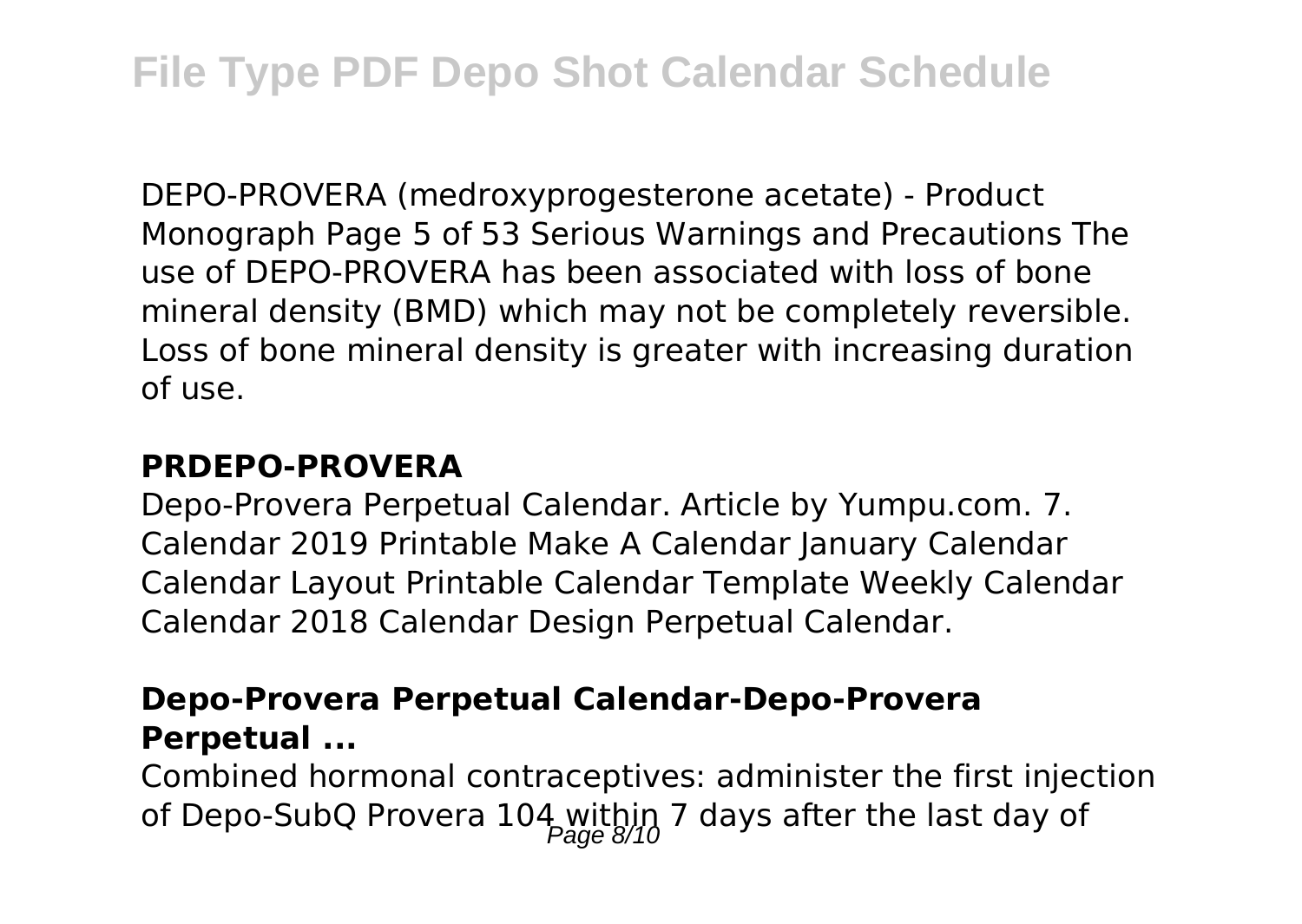DEPO-PROVERA (medroxyprogesterone acetate) - Product Monograph Page 5 of 53 Serious Warnings and Precautions The use of DEPO-PROVERA has been associated with loss of bone mineral density (BMD) which may not be completely reversible. Loss of bone mineral density is greater with increasing duration of use.

### PRDEPO-PROVERA

Depo-Provera Perpetual Calendar. Article by Yumpu.com. 7. Calendar 2019 Printable Make A Calendar January Calendar Calendar Layout Printable Calendar Template Weekly Calendar Calendar 2018 Calendar Design Perpetual Calendar.

### Depo-Provera Perpetual Calendar-Depo-Provera Perpetual ...

Combined hormonal contraceptives: administer the first injection of Depo-SubQ Provera 104 within 7 days after the last day of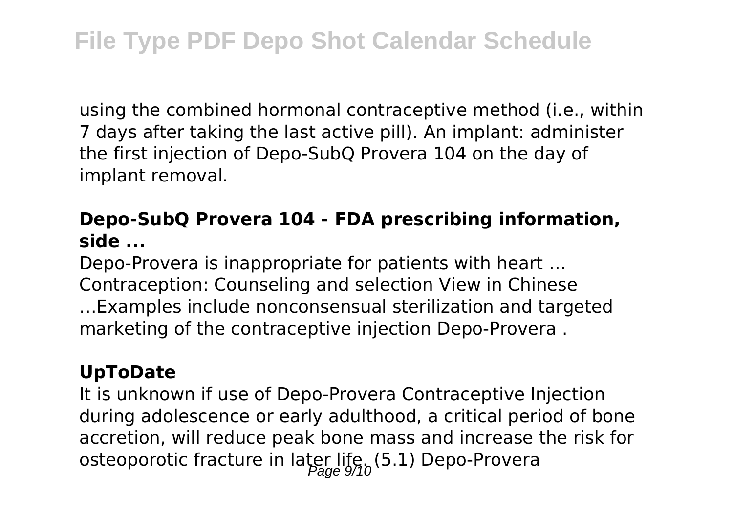using the combined hormonal contraceptive method (i.e., within 7 days after taking the last active pill). An implant: administer the first injection of Depo-SubQ Provera 104 on the day of implant removal.

### Depo-SubQ Provera 104 - FDA prescribing information, side ...

Depo-Provera is inappropriate for patients with heart … Contraception: Counseling and selection View in Chinese …Examples include nonconsensual sterilization and targeted marketing of the contraceptive injection Depo-Provera .

### UpToDate

It is unknown if use of Depo-Provera Contraceptive Injection during adolescence or early adulthood, a critical period of bone accretion, will reduce peak bone mass and increase the risk for osteoporotic fracture in later life. (5.1) Depo-Provera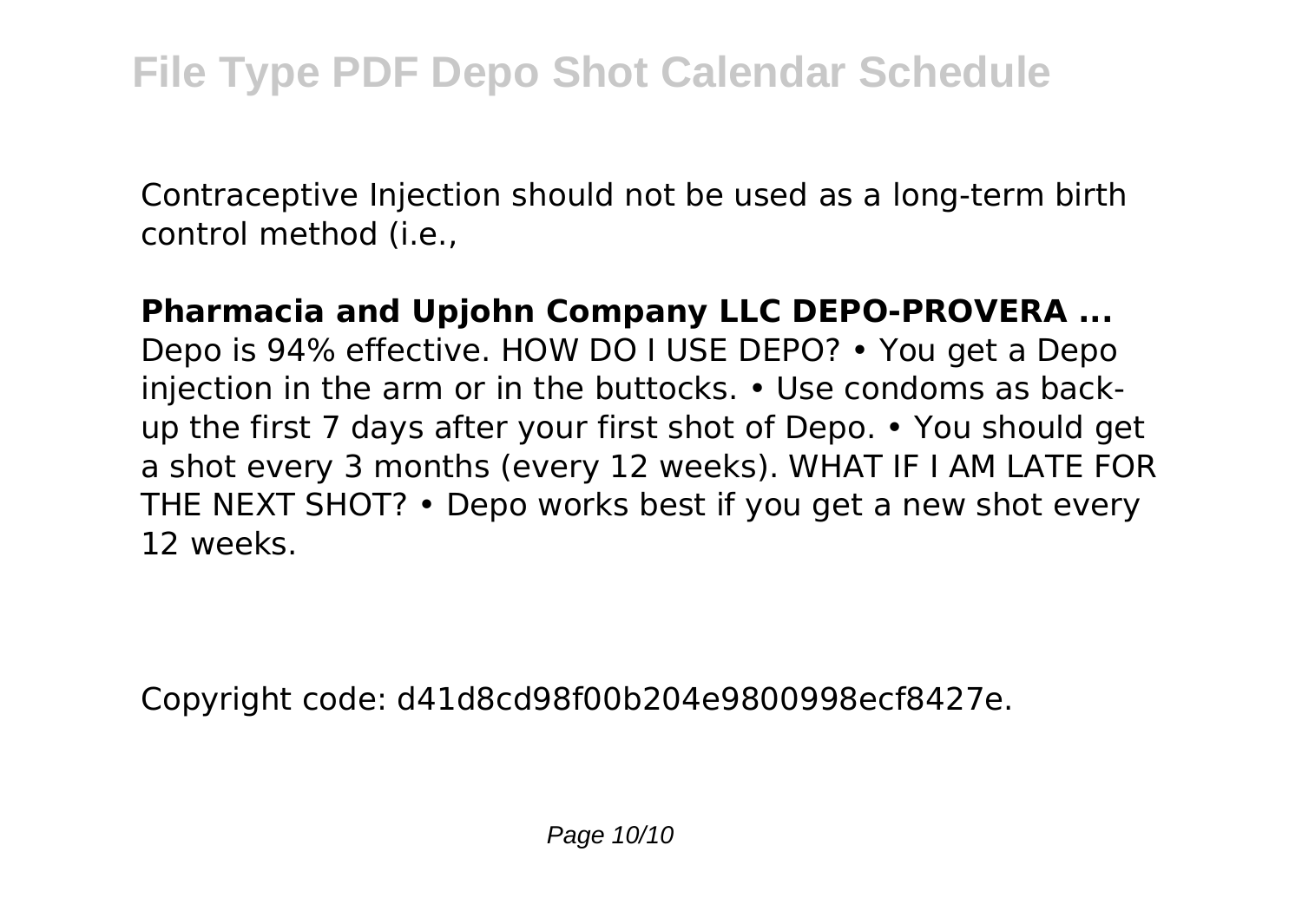Contraceptive Injection should not be used as a long-term birth control method (i.e.,

**Pharmacia and Upjohn Company LLC DEPO-PROVERA ...**

Depo is 94% effective. HOW DO I USE DEPO? • You get a Depo injection in the arm or in the buttocks. • Use condoms as back-up the first 7 days after your first shot of Depo. • You should get a shot every 3 months (every 12 weeks). WHAT IF I AM LATE FOR THE NEXT SHOT? • Depo works best if you get a new shot every 12 weeks.

Copyright code: d41d8cd98f00b204e9800998ecf8427e.